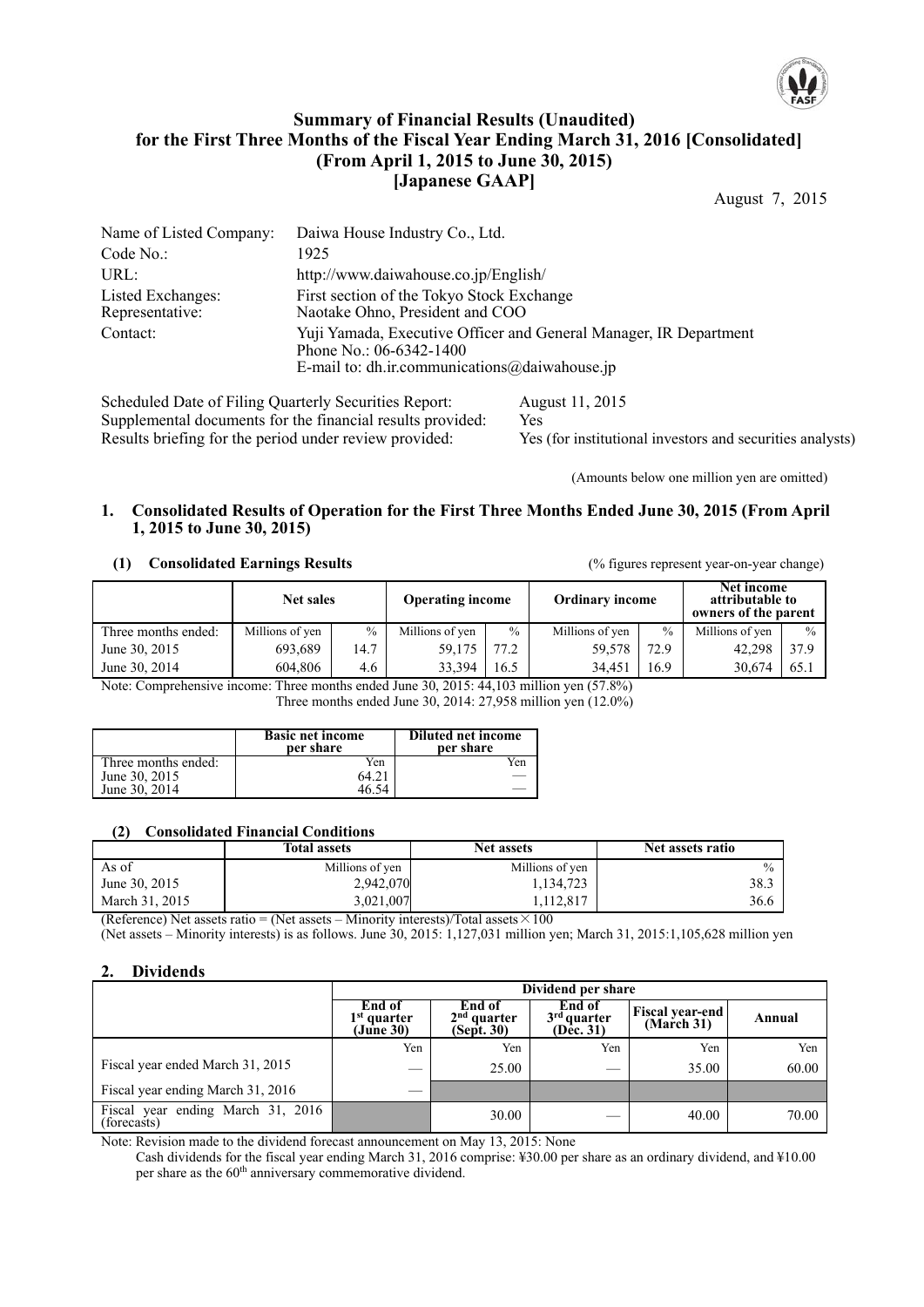# Summary of Financial Results (Unaudited) for the First Three Months of the Fiscal Year Ending March 31, 2016 [Consolidated] (From April 1, 2015 to June 30, 2015) [Japanese GAAP]

August 7, 2015

| | |
|---|---|
| Name of Listed Company: | Daiwa House Industry Co., Ltd. |
| Code No.: | 1925 |
| URL: | http://www.daiwahouse.co.jp/English/ |
| Listed Exchanges: | First section of the Tokyo Stock Exchange |
| Representative: | Naotake Ohno, President and COO |
| Contact: | Yuji Yamada, Executive Officer and General Manager, IR Department<br>Phone No.: 06-6342-1400<br>E-mail to: dh.ir.communications@daiwahouse.jp |

| | |
|---|---|
| Scheduled Date of Filing Quarterly Securities Report: | August 11, 2015 |
| Supplemental documents for the financial results provided: | Yes |
| Results briefing for the period under review provided: | Yes (for institutional investors and securities analysts) |

(Amounts below one million yen are omitted)

## 1. Consolidated Results of Operation for the First Three Months Ended June 30, 2015 (From April 1, 2015 to June 30, 2015)

### (1) Consolidated Earnings Results

(% figures represent year-on-year change)

| | Net sales | | Operating income | | Ordinary income | | Net income attributable to owners of the parent | |
|---|---|---|---|---|---|---|---|---|
| Three months ended: | Millions of yen | % | Millions of yen | % | Millions of yen | % | Millions of yen | % |
| June 30, 2015 | 693,689 | 14.7 | 59,175 | 77.2 | 59,578 | 72.9 | 42,298 | 37.9 |
| June 30, 2014 | 604,806 | 4.6 | 33,394 | 16.5 | 34,451 | 16.9 | 30,674 | 65.1 |

Note: Comprehensive income: Three months ended June 30, 2015: 44,103 million yen (57.8%)
Three months ended June 30, 2014: 27,958 million yen (12.0%)

| | Basic net income per share | Diluted net income per share |
|---|---|---|
| Three months ended: | Yen | Yen |
| June 30, 2015 | 64.21 | — |
| June 30, 2014 | 46.54 | — |

### (2) Consolidated Financial Conditions

| | Total assets | Net assets | Net assets ratio |
|---|---|---|---|
| As of | Millions of yen | Millions of yen | % |
| June 30, 2015 | 2,942,070 | 1,134,723 | 38.3 |
| March 31, 2015 | 3,021,007 | 1,112,817 | 36.6 |

(Reference) Net assets ratio = (Net assets – Minority interests)/Total assets × 100

(Net assets – Minority interests) is as follows. June 30, 2015: 1,127,031 million yen; March 31, 2015:1,105,628 million yen

## 2. Dividends

| | Dividend per share | | | | |
|---|---|---|---|---|---|
| | End of 1st quarter (June 30) | End of 2nd quarter (Sept. 30) | End of 3rd quarter (Dec. 31) | Fiscal year-end (March 31) | Annual |
| | Yen | Yen | Yen | Yen | Yen |
| Fiscal year ended March 31, 2015 | — | 25.00 | — | 35.00 | 60.00 |
| Fiscal year ending March 31, 2016 | — | | | | |
| Fiscal year ending March 31, 2016 (forecasts) | | 30.00 | — | 40.00 | 70.00 |

Note: Revision made to the dividend forecast announcement on May 13, 2015: None

Cash dividends for the fiscal year ending March 31, 2016 comprise: ¥30.00 per share as an ordinary dividend, and ¥10.00 per share as the 60th anniversary commemorative dividend.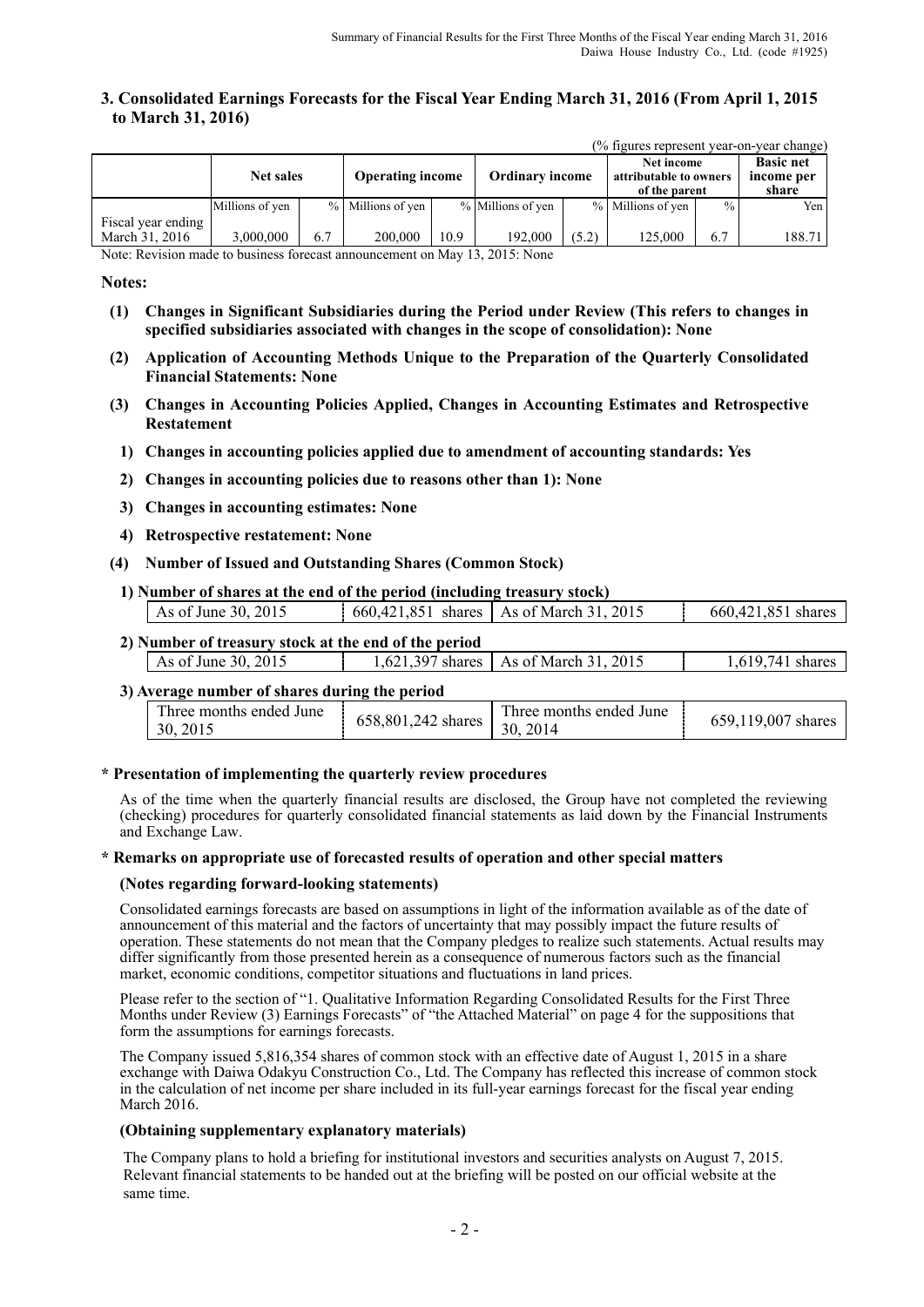## 3. Consolidated Earnings Forecasts for the Fiscal Year Ending March 31, 2016 (From April 1, 2015 to March 31, 2016)

(% figures represent year-on-year change)

| | Net sales | | Operating income | | Ordinary income | | Net income attributable to owners of the parent | | Basic net income per share |
|---|---|---|---|---|---|---|---|---|---|
| | Millions of yen | % | Millions of yen | % | Millions of yen | % | Millions of yen | % | Yen |
| Fiscal year ending March 31, 2016 | 3,000,000 | 6.7 | 200,000 | 10.9 | 192,000 | (5.2) | 125,000 | 6.7 | 188.71 |

Note: Revision made to business forecast announcement on May 13, 2015: None

**Notes:**

**(1) Changes in Significant Subsidiaries during the Period under Review (This refers to changes in specified subsidiaries associated with changes in the scope of consolidation): None**

**(2) Application of Accounting Methods Unique to the Preparation of the Quarterly Consolidated Financial Statements: None**

**(3) Changes in Accounting Policies Applied, Changes in Accounting Estimates and Retrospective Restatement**

**1) Changes in accounting policies applied due to amendment of accounting standards: Yes**

**2) Changes in accounting policies due to reasons other than 1): None**

**3) Changes in accounting estimates: None**

**4) Retrospective restatement: None**

**(4) Number of Issued and Outstanding Shares (Common Stock)**

**1) Number of shares at the end of the period (including treasury stock)**

| As of June 30, 2015 | 660,421,851 shares | As of March 31, 2015 | 660,421,851 shares |
|---|---|---|---|

**2) Number of treasury stock at the end of the period**

| As of June 30, 2015 | 1,621,397 shares | As of March 31, 2015 | 1,619,741 shares |
|---|---|---|---|

**3) Average number of shares during the period**

| Three months ended June 30, 2015 | 658,801,242 shares | Three months ended June 30, 2014 | 659,119,007 shares |
|---|---|---|---|

**\* Presentation of implementing the quarterly review procedures**

As of the time when the quarterly financial results are disclosed, the Group have not completed the reviewing (checking) procedures for quarterly consolidated financial statements as laid down by the Financial Instruments and Exchange Law.

**\* Remarks on appropriate use of forecasted results of operation and other special matters**

**(Notes regarding forward-looking statements)**

Consolidated earnings forecasts are based on assumptions in light of the information available as of the date of announcement of this material and the factors of uncertainty that may possibly impact the future results of operation. These statements do not mean that the Company pledges to realize such statements. Actual results may differ significantly from those presented herein as a consequence of numerous factors such as the financial market, economic conditions, competitor situations and fluctuations in land prices.

Please refer to the section of "1. Qualitative Information Regarding Consolidated Results for the First Three Months under Review (3) Earnings Forecasts" of "the Attached Material" on page 4 for the suppositions that form the assumptions for earnings forecasts.

The Company issued 5,816,354 shares of common stock with an effective date of August 1, 2015 in a share exchange with Daiwa Odakyu Construction Co., Ltd. The Company has reflected this increase of common stock in the calculation of net income per share included in its full-year earnings forecast for the fiscal year ending March 2016.

**(Obtaining supplementary explanatory materials)**

The Company plans to hold a briefing for institutional investors and securities analysts on August 7, 2015. Relevant financial statements to be handed out at the briefing will be posted on our official website at the same time.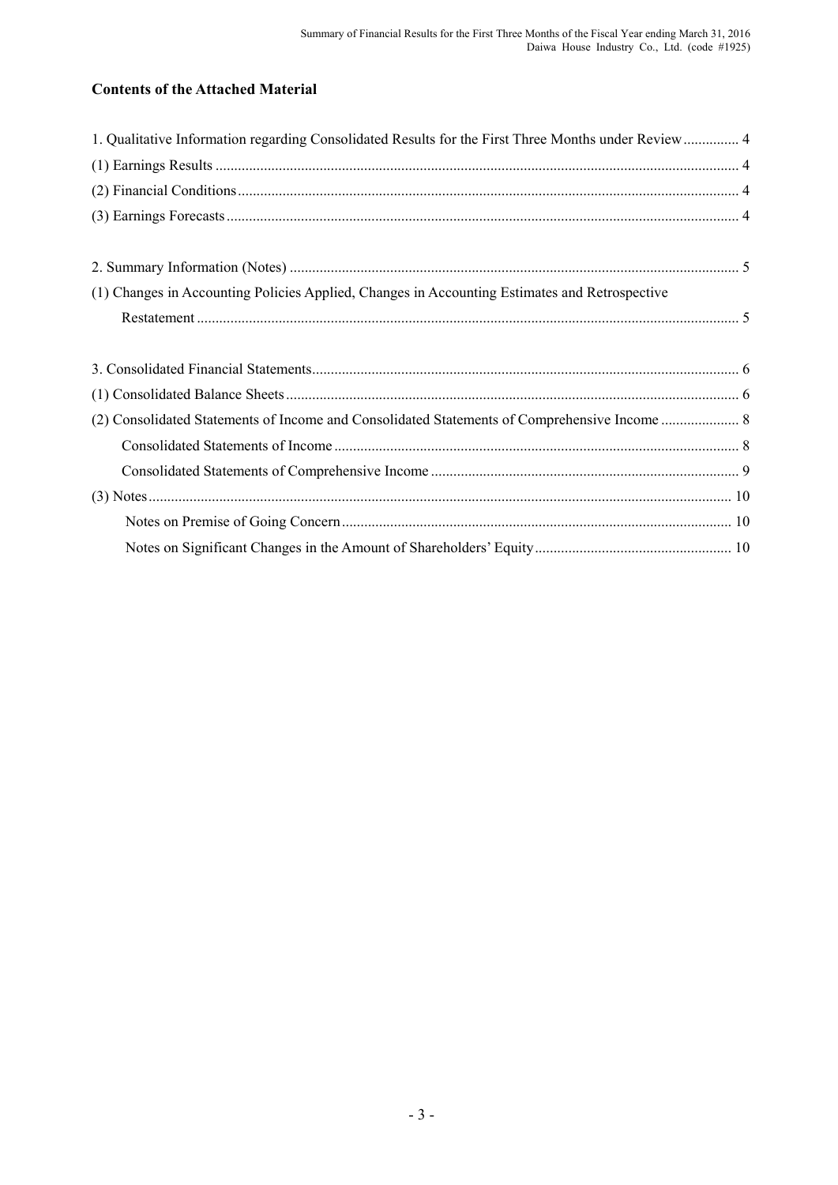## Contents of the Attached Material

1. Qualitative Information regarding Consolidated Results for the First Three Months under Review ............... 4

(1) Earnings Results ........................................................................................................................................ 4

(2) Financial Conditions .................................................................................................................................. 4

(3) Earnings Forecasts ..................................................................................................................................... 4

2. Summary Information (Notes) .................................................................................................................... 5

(1) Changes in Accounting Policies Applied, Changes in Accounting Estimates and Retrospective Restatement ............................................................................................................................................... 5

3. Consolidated Financial Statements ................................................................................................................ 6

(1) Consolidated Balance Sheets ...................................................................................................................... 6

(2) Consolidated Statements of Income and Consolidated Statements of Comprehensive Income ..................... 8

Consolidated Statements of Income ............................................................................................................ 8

Consolidated Statements of Comprehensive Income .................................................................................. 9

(3) Notes ......................................................................................................................................................... 10

Notes on Premise of Going Concern ......................................................................................................... 10

Notes on Significant Changes in the Amount of Shareholders' Equity ..................................................... 10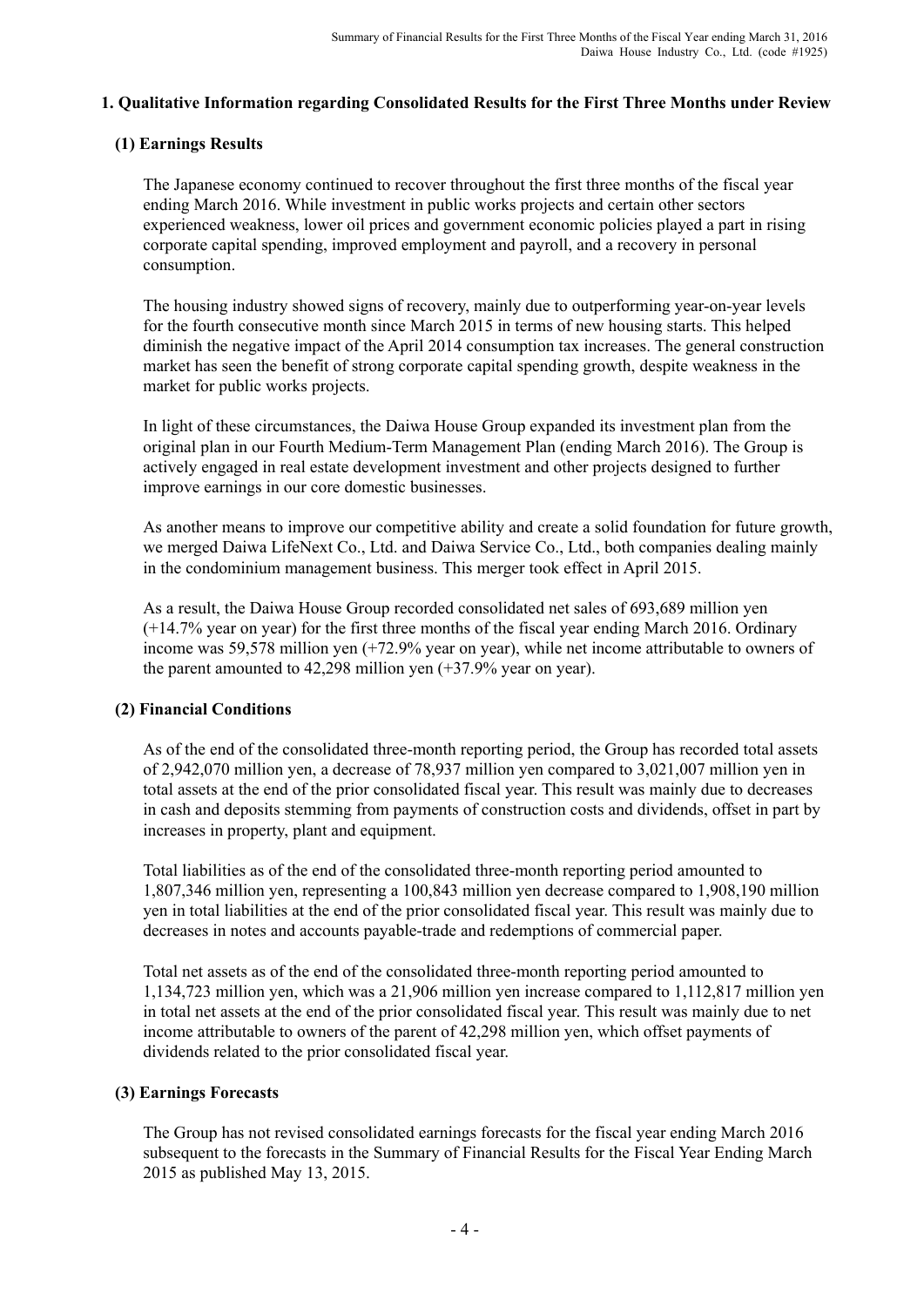## 1. Qualitative Information regarding Consolidated Results for the First Three Months under Review

### (1) Earnings Results

The Japanese economy continued to recover throughout the first three months of the fiscal year ending March 2016. While investment in public works projects and certain other sectors experienced weakness, lower oil prices and government economic policies played a part in rising corporate capital spending, improved employment and payroll, and a recovery in personal consumption.

The housing industry showed signs of recovery, mainly due to outperforming year-on-year levels for the fourth consecutive month since March 2015 in terms of new housing starts. This helped diminish the negative impact of the April 2014 consumption tax increases. The general construction market has seen the benefit of strong corporate capital spending growth, despite weakness in the market for public works projects.

In light of these circumstances, the Daiwa House Group expanded its investment plan from the original plan in our Fourth Medium-Term Management Plan (ending March 2016). The Group is actively engaged in real estate development investment and other projects designed to further improve earnings in our core domestic businesses.

As another means to improve our competitive ability and create a solid foundation for future growth, we merged Daiwa LifeNext Co., Ltd. and Daiwa Service Co., Ltd., both companies dealing mainly in the condominium management business. This merger took effect in April 2015.

As a result, the Daiwa House Group recorded consolidated net sales of 693,689 million yen (+14.7% year on year) for the first three months of the fiscal year ending March 2016. Ordinary income was 59,578 million yen (+72.9% year on year), while net income attributable to owners of the parent amounted to 42,298 million yen (+37.9% year on year).

### (2) Financial Conditions

As of the end of the consolidated three-month reporting period, the Group has recorded total assets of 2,942,070 million yen, a decrease of 78,937 million yen compared to 3,021,007 million yen in total assets at the end of the prior consolidated fiscal year. This result was mainly due to decreases in cash and deposits stemming from payments of construction costs and dividends, offset in part by increases in property, plant and equipment.

Total liabilities as of the end of the consolidated three-month reporting period amounted to 1,807,346 million yen, representing a 100,843 million yen decrease compared to 1,908,190 million yen in total liabilities at the end of the prior consolidated fiscal year. This result was mainly due to decreases in notes and accounts payable-trade and redemptions of commercial paper.

Total net assets as of the end of the consolidated three-month reporting period amounted to 1,134,723 million yen, which was a 21,906 million yen increase compared to 1,112,817 million yen in total net assets at the end of the prior consolidated fiscal year. This result was mainly due to net income attributable to owners of the parent of 42,298 million yen, which offset payments of dividends related to the prior consolidated fiscal year.

### (3) Earnings Forecasts

The Group has not revised consolidated earnings forecasts for the fiscal year ending March 2016 subsequent to the forecasts in the Summary of Financial Results for the Fiscal Year Ending March 2015 as published May 13, 2015.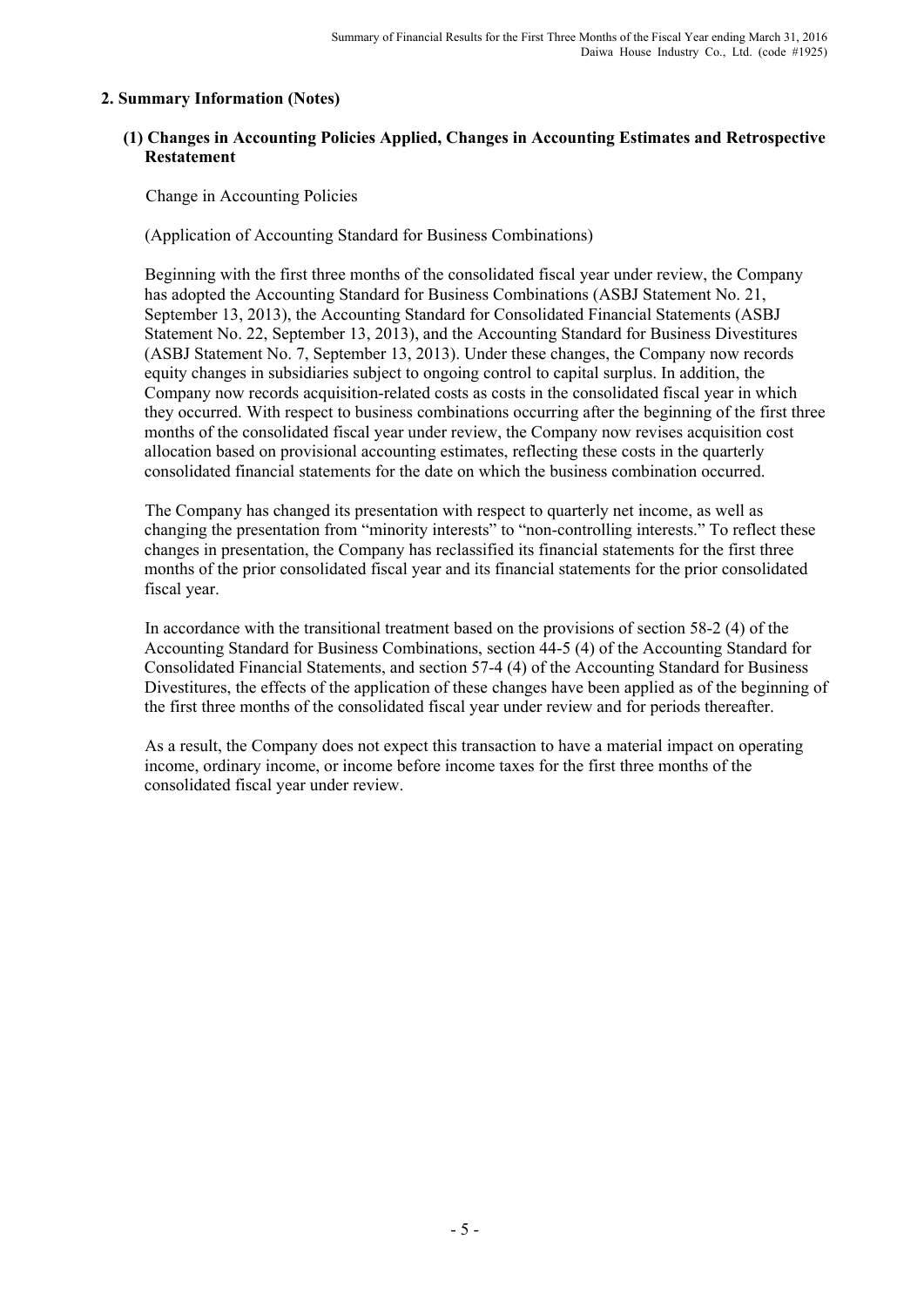## 2. Summary Information (Notes)

### (1) Changes in Accounting Policies Applied, Changes in Accounting Estimates and Retrospective Restatement

Change in Accounting Policies

(Application of Accounting Standard for Business Combinations)

Beginning with the first three months of the consolidated fiscal year under review, the Company has adopted the Accounting Standard for Business Combinations (ASBJ Statement No. 21, September 13, 2013), the Accounting Standard for Consolidated Financial Statements (ASBJ Statement No. 22, September 13, 2013), and the Accounting Standard for Business Divestitures (ASBJ Statement No. 7, September 13, 2013). Under these changes, the Company now records equity changes in subsidiaries subject to ongoing control to capital surplus. In addition, the Company now records acquisition-related costs as costs in the consolidated fiscal year in which they occurred. With respect to business combinations occurring after the beginning of the first three months of the consolidated fiscal year under review, the Company now revises acquisition cost allocation based on provisional accounting estimates, reflecting these costs in the quarterly consolidated financial statements for the date on which the business combination occurred.

The Company has changed its presentation with respect to quarterly net income, as well as changing the presentation from "minority interests" to "non-controlling interests." To reflect these changes in presentation, the Company has reclassified its financial statements for the first three months of the prior consolidated fiscal year and its financial statements for the prior consolidated fiscal year.

In accordance with the transitional treatment based on the provisions of section 58-2 (4) of the Accounting Standard for Business Combinations, section 44-5 (4) of the Accounting Standard for Consolidated Financial Statements, and section 57-4 (4) of the Accounting Standard for Business Divestitures, the effects of the application of these changes have been applied as of the beginning of the first three months of the consolidated fiscal year under review and for periods thereafter.

As a result, the Company does not expect this transaction to have a material impact on operating income, ordinary income, or income before income taxes for the first three months of the consolidated fiscal year under review.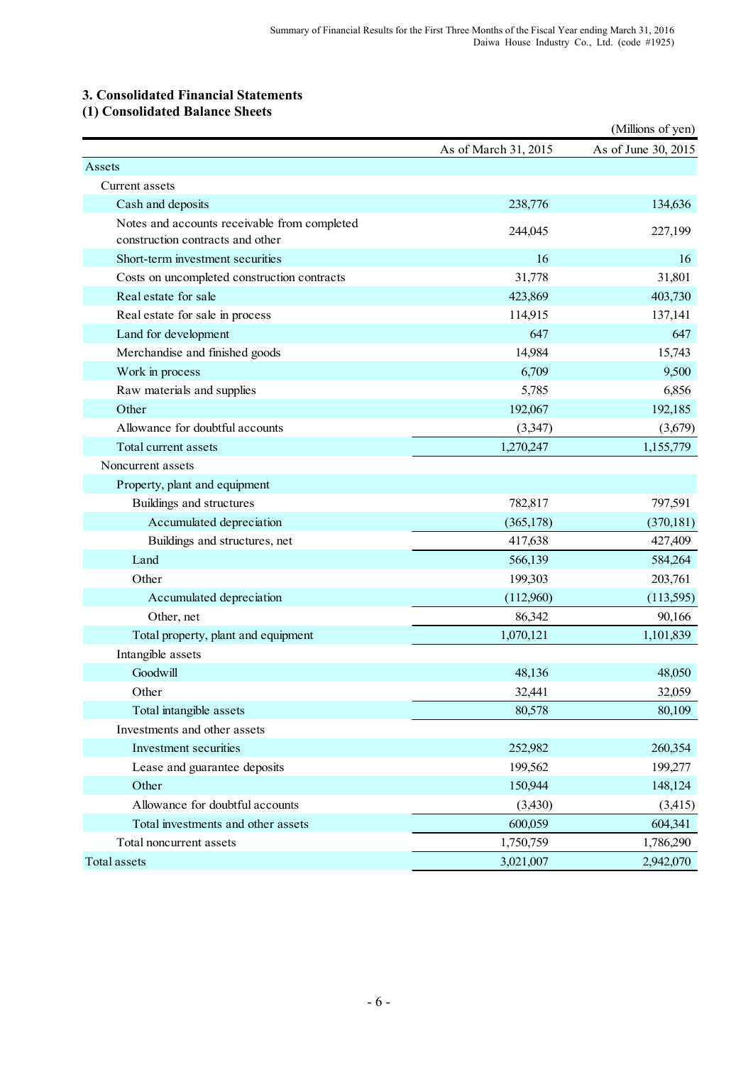## 3. Consolidated Financial Statements

### (1) Consolidated Balance Sheets

(Millions of yen)

| | As of March 31, 2015 | As of June 30, 2015 |
|---|---|---|
| Assets | | |
| Current assets | | |
| Cash and deposits | 238,776 | 134,636 |
| Notes and accounts receivable from completed construction contracts and other | 244,045 | 227,199 |
| Short-term investment securities | 16 | 16 |
| Costs on uncompleted construction contracts | 31,778 | 31,801 |
| Real estate for sale | 423,869 | 403,730 |
| Real estate for sale in process | 114,915 | 137,141 |
| Land for development | 647 | 647 |
| Merchandise and finished goods | 14,984 | 15,743 |
| Work in process | 6,709 | 9,500 |
| Raw materials and supplies | 5,785 | 6,856 |
| Other | 192,067 | 192,185 |
| Allowance for doubtful accounts | (3,347) | (3,679) |
| Total current assets | 1,270,247 | 1,155,779 |
| Noncurrent assets | | |
| Property, plant and equipment | | |
| Buildings and structures | 782,817 | 797,591 |
| Accumulated depreciation | (365,178) | (370,181) |
| Buildings and structures, net | 417,638 | 427,409 |
| Land | 566,139 | 584,264 |
| Other | 199,303 | 203,761 |
| Accumulated depreciation | (112,960) | (113,595) |
| Other, net | 86,342 | 90,166 |
| Total property, plant and equipment | 1,070,121 | 1,101,839 |
| Intangible assets | | |
| Goodwill | 48,136 | 48,050 |
| Other | 32,441 | 32,059 |
| Total intangible assets | 80,578 | 80,109 |
| Investments and other assets | | |
| Investment securities | 252,982 | 260,354 |
| Lease and guarantee deposits | 199,562 | 199,277 |
| Other | 150,944 | 148,124 |
| Allowance for doubtful accounts | (3,430) | (3,415) |
| Total investments and other assets | 600,059 | 604,341 |
| Total noncurrent assets | 1,750,759 | 1,786,290 |
| Total assets | 3,021,007 | 2,942,070 |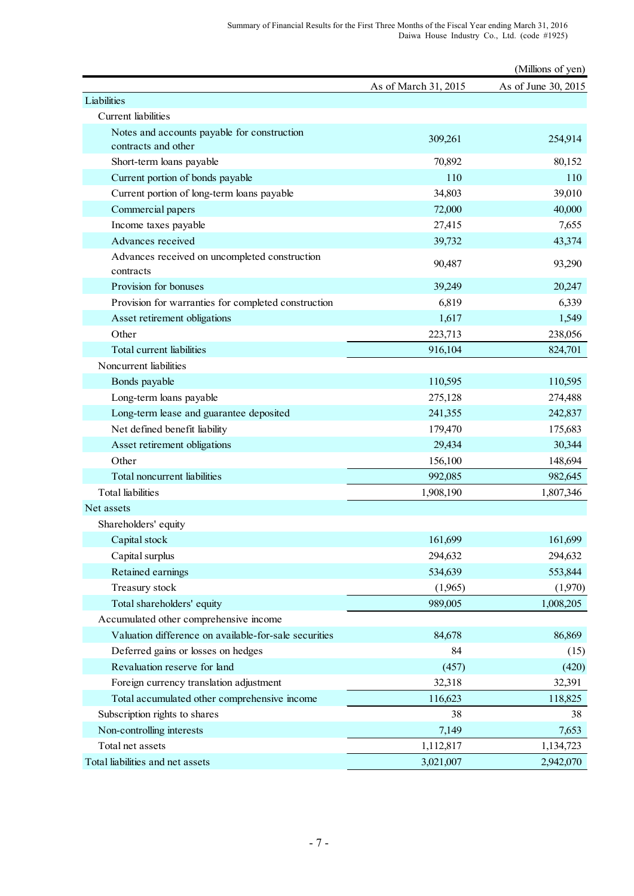(Millions of yen)

| | As of March 31, 2015 | As of June 30, 2015 |
|---|---|---|
| Liabilities | | |
| Current liabilities | | |
| Notes and accounts payable for construction contracts and other | 309,261 | 254,914 |
| Short-term loans payable | 70,892 | 80,152 |
| Current portion of bonds payable | 110 | 110 |
| Current portion of long-term loans payable | 34,803 | 39,010 |
| Commercial papers | 72,000 | 40,000 |
| Income taxes payable | 27,415 | 7,655 |
| Advances received | 39,732 | 43,374 |
| Advances received on uncompleted construction contracts | 90,487 | 93,290 |
| Provision for bonuses | 39,249 | 20,247 |
| Provision for warranties for completed construction | 6,819 | 6,339 |
| Asset retirement obligations | 1,617 | 1,549 |
| Other | 223,713 | 238,056 |
| Total current liabilities | 916,104 | 824,701 |
| Noncurrent liabilities | | |
| Bonds payable | 110,595 | 110,595 |
| Long-term loans payable | 275,128 | 274,488 |
| Long-term lease and guarantee deposited | 241,355 | 242,837 |
| Net defined benefit liability | 179,470 | 175,683 |
| Asset retirement obligations | 29,434 | 30,344 |
| Other | 156,100 | 148,694 |
| Total noncurrent liabilities | 992,085 | 982,645 |
| Total liabilities | 1,908,190 | 1,807,346 |
| Net assets | | |
| Shareholders' equity | | |
| Capital stock | 161,699 | 161,699 |
| Capital surplus | 294,632 | 294,632 |
| Retained earnings | 534,639 | 553,844 |
| Treasury stock | (1,965) | (1,970) |
| Total shareholders' equity | 989,005 | 1,008,205 |
| Accumulated other comprehensive income | | |
| Valuation difference on available-for-sale securities | 84,678 | 86,869 |
| Deferred gains or losses on hedges | 84 | (15) |
| Revaluation reserve for land | (457) | (420) |
| Foreign currency translation adjustment | 32,318 | 32,391 |
| Total accumulated other comprehensive income | 116,623 | 118,825 |
| Subscription rights to shares | 38 | 38 |
| Non-controlling interests | 7,149 | 7,653 |
| Total net assets | 1,112,817 | 1,134,723 |
| Total liabilities and net assets | 3,021,007 | 2,942,070 |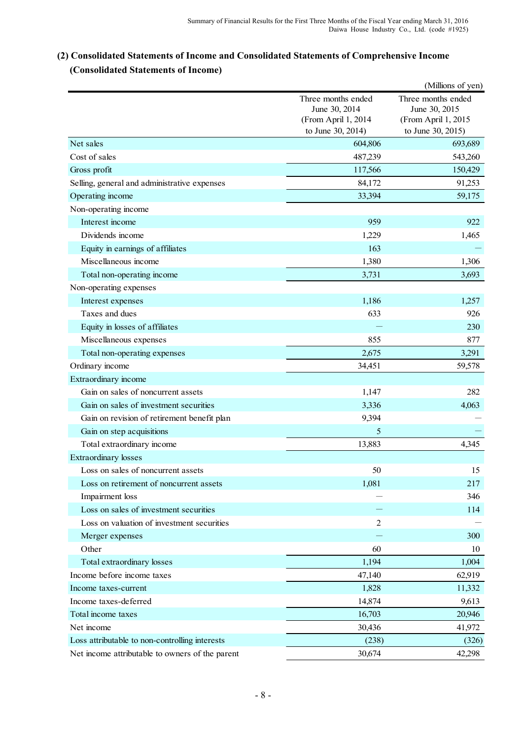## (2) Consolidated Statements of Income and Consolidated Statements of Comprehensive Income

### (Consolidated Statements of Income)

(Millions of yen)

| | Three months ended June 30, 2014 (From April 1, 2014 to June 30, 2014) | Three months ended June 30, 2015 (From April 1, 2015 to June 30, 2015) |
|---|---|---|
| Net sales | 604,806 | 693,689 |
| Cost of sales | 487,239 | 543,260 |
| Gross profit | 117,566 | 150,429 |
| Selling, general and administrative expenses | 84,172 | 91,253 |
| Operating income | 33,394 | 59,175 |
| Non-operating income | | |
| Interest income | 959 | 922 |
| Dividends income | 1,229 | 1,465 |
| Equity in earnings of affiliates | 163 | — |
| Miscellaneous income | 1,380 | 1,306 |
| Total non-operating income | 3,731 | 3,693 |
| Non-operating expenses | | |
| Interest expenses | 1,186 | 1,257 |
| Taxes and dues | 633 | 926 |
| Equity in losses of affiliates | — | 230 |
| Miscellaneous expenses | 855 | 877 |
| Total non-operating expenses | 2,675 | 3,291 |
| Ordinary income | 34,451 | 59,578 |
| Extraordinary income | | |
| Gain on sales of noncurrent assets | 1,147 | 282 |
| Gain on sales of investment securities | 3,336 | 4,063 |
| Gain on revision of retirement benefit plan | 9,394 | — |
| Gain on step acquisitions | 5 | — |
| Total extraordinary income | 13,883 | 4,345 |
| Extraordinary losses | | |
| Loss on sales of noncurrent assets | 50 | 15 |
| Loss on retirement of noncurrent assets | 1,081 | 217 |
| Impairment loss | — | 346 |
| Loss on sales of investment securities | — | 114 |
| Loss on valuation of investment securities | 2 | — |
| Merger expenses | — | 300 |
| Other | 60 | 10 |
| Total extraordinary losses | 1,194 | 1,004 |
| Income before income taxes | 47,140 | 62,919 |
| Income taxes-current | 1,828 | 11,332 |
| Income taxes-deferred | 14,874 | 9,613 |
| Total income taxes | 16,703 | 20,946 |
| Net income | 30,436 | 41,972 |
| Loss attributable to non-controlling interests | (238) | (326) |
| Net income attributable to owners of the parent | 30,674 | 42,298 |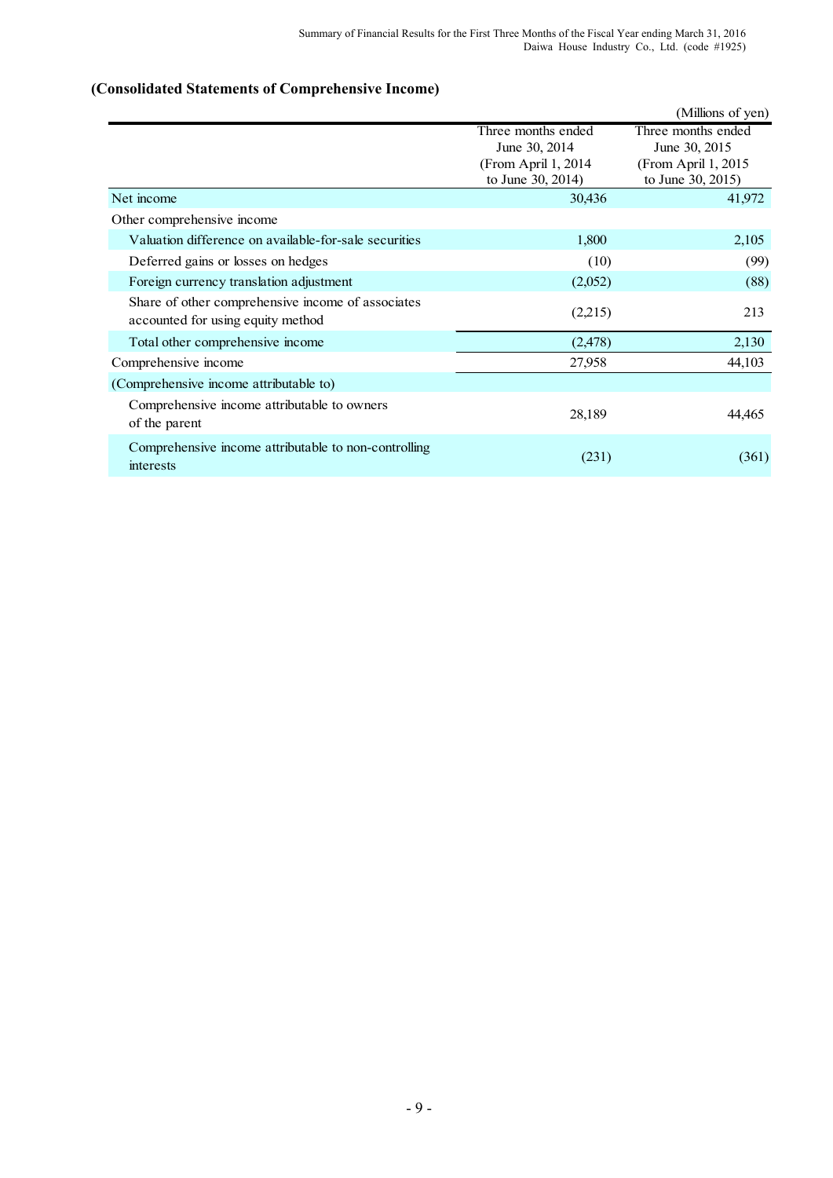## (Consolidated Statements of Comprehensive Income)

(Millions of yen)

| | Three months ended June 30, 2014 (From April 1, 2014 to June 30, 2014) | Three months ended June 30, 2015 (From April 1, 2015 to June 30, 2015) |
|---|---|---|
| Net income | 30,436 | 41,972 |
| Other comprehensive income | | |
| Valuation difference on available-for-sale securities | 1,800 | 2,105 |
| Deferred gains or losses on hedges | (10) | (99) |
| Foreign currency translation adjustment | (2,052) | (88) |
| Share of other comprehensive income of associates accounted for using equity method | (2,215) | 213 |
| Total other comprehensive income | (2,478) | 2,130 |
| Comprehensive income | 27,958 | 44,103 |
| (Comprehensive income attributable to) | | |
| Comprehensive income attributable to owners of the parent | 28,189 | 44,465 |
| Comprehensive income attributable to non-controlling interests | (231) | (361) |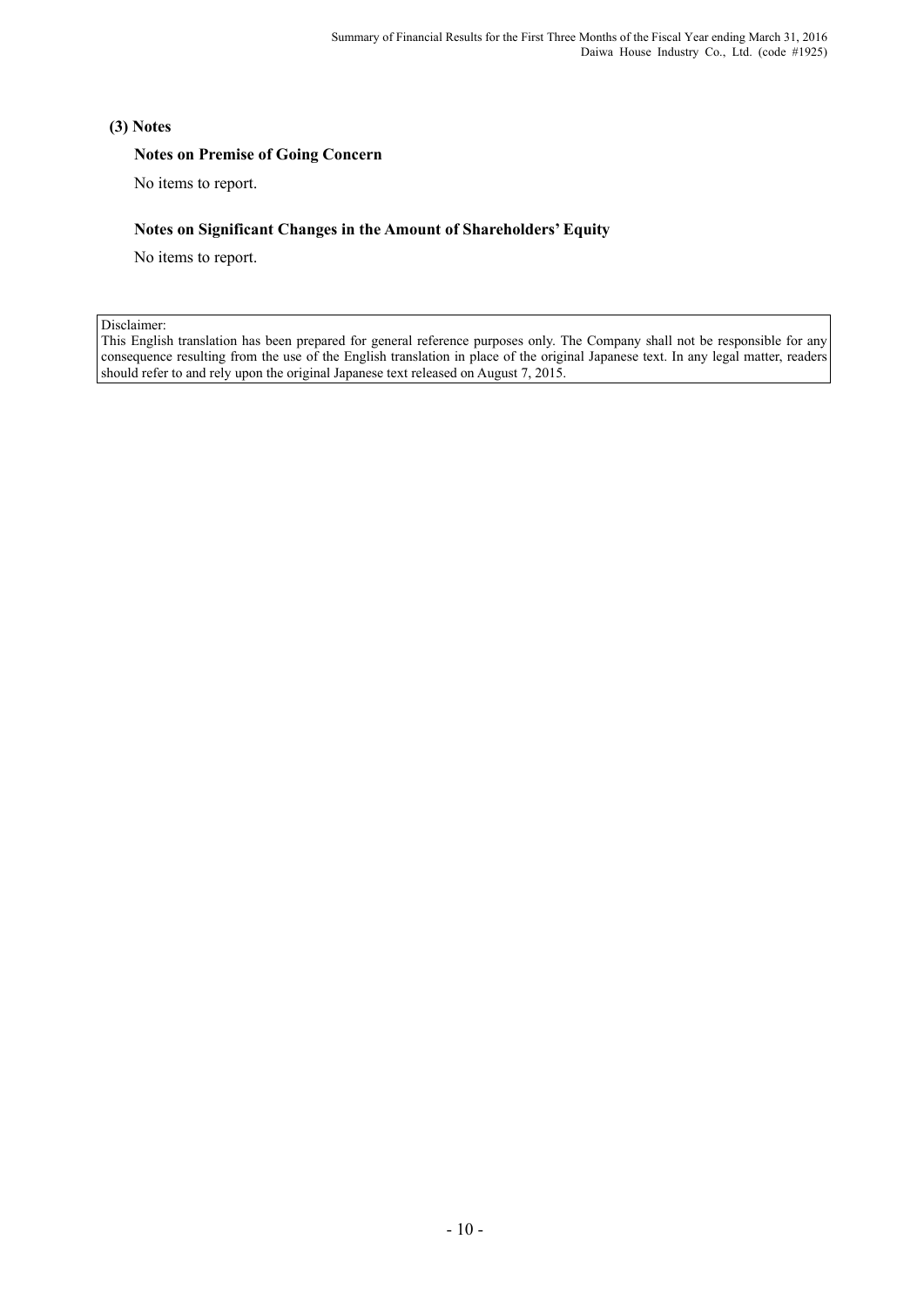### (3) Notes

#### Notes on Premise of Going Concern

No items to report.

#### Notes on Significant Changes in the Amount of Shareholders' Equity

No items to report.

Disclaimer:
This English translation has been prepared for general reference purposes only. The Company shall not be responsible for any consequence resulting from the use of the English translation in place of the original Japanese text. In any legal matter, readers should refer to and rely upon the original Japanese text released on August 7, 2015.